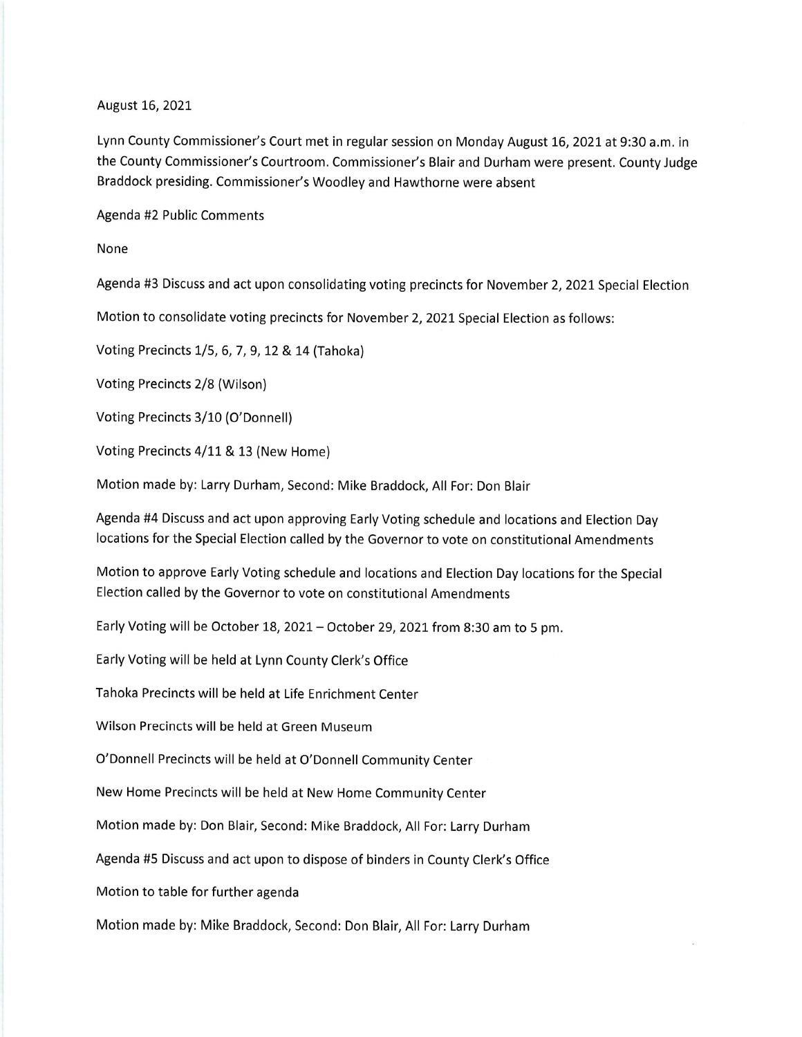August 16, 2021

Lynn County Commissioner's Court met in regular session on Monday August 16, 2021 at 9:30 a.m. in the County Commissioner's Courtroom. Commissioner's Blair and Durham were present. County Judge Braddock presiding. Commissioner's Woodley and Hawthorne were absent

Agenda #2 Public Comments

None

Agenda #3 Discuss and act upon consolidating voting precincts for November 2, 2021 Special Election

Motion to consolidate voting precincts for November 2, 2021 Special Election as follows:

Voting Precincts 1/5, 6, 7, 9, 12 & 14 (Tahoka)

Voting Precincts 2/8 (Wilson)

Voting Precincts 3/10 (O'Donnell)

Voting Precincts 4/11 & 13 (New Home)

Motion made by: Larry Durham, Second: Mike Braddock, All For: Don Blair

Agenda #4 Discuss and act upon approving Early Voting schedule and locations and Election Day locations for the Special Election called by the Governor to vote on constitutional Amendments

Motion to approve Early Voting schedule and locations and Election Day locations for the Special Election called by the Governor to vote on constitutional Amendments

Early Voting will be October 18, 2021 – October 29, 2021 from 8:30 am to 5 pm.

Early Voting will be held at Lynn County Clerk's Office

Tahoka Precincts will be held at Life Enrichment Center

Wilson Precincts will be held at Green Museum

O'Donnell Precincts will be held at O'Donnell Community Center

New Home Precincts will be held at New Home Community Center

Motion made by: Don Blair, Second: Mike Braddock, All For: Larry Durham

Agenda #5 Discuss and act upon to dispose of binders in County Clerk's Office

Motion to table for further agenda

Motion made by: Mike Braddock, Second: Don Blair, All For: Larry Durham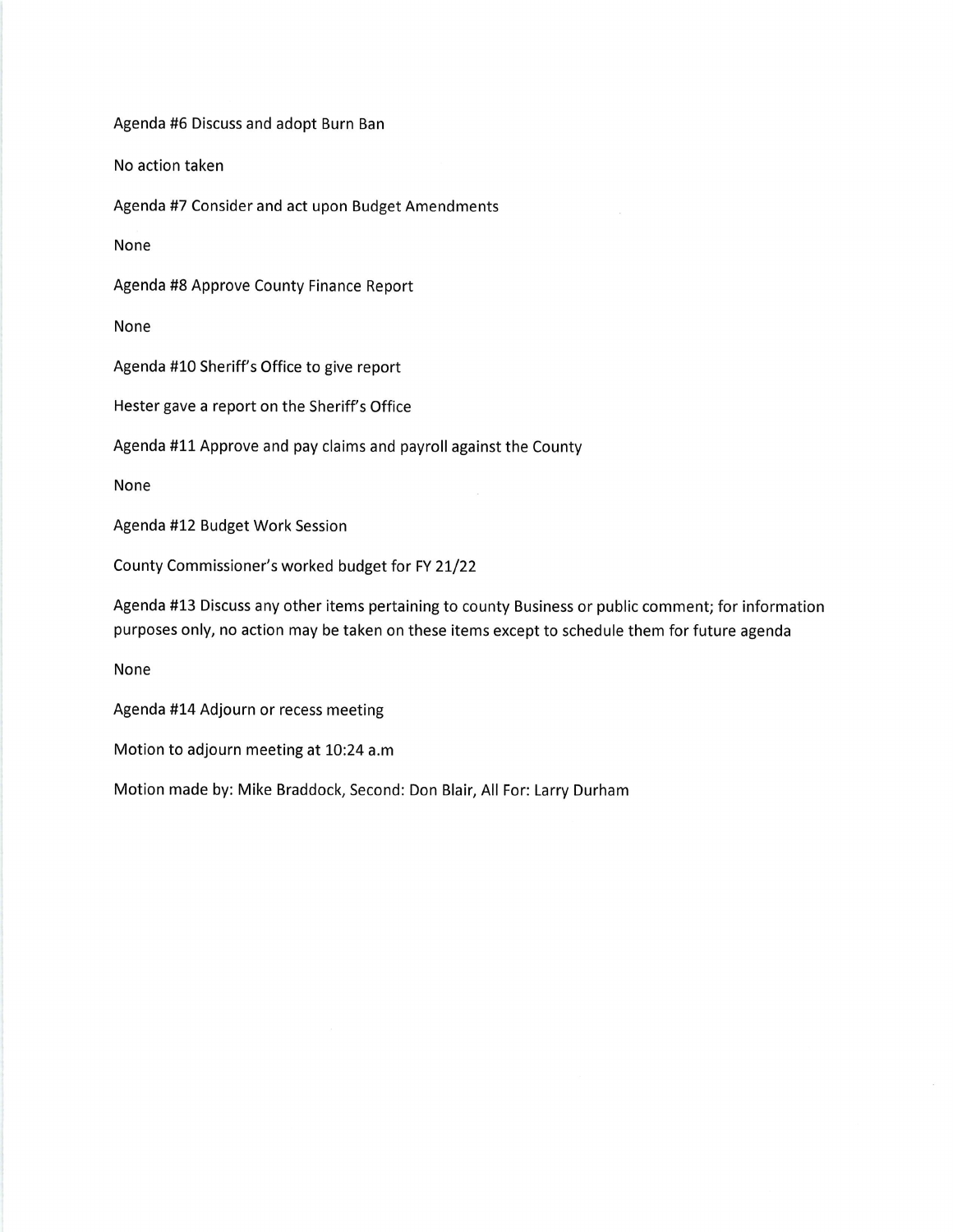Agenda #6 Discuss and adopt Burn Ban

No action taken

Agenda #7 Consider and act upon Budget Amendments

None

Agenda #8 Approve County Finance Report

None

Agenda #10 Sheriff's Office to give report

Hester gave a report on the Sheriff's Office

Agenda #11 Approve and pay claims and payroll against the County

None

Agenda #12 Budget Work Session

County Commissioner's worked budget for FY 21/22

Agenda #13 Discuss any other items pertaining to county Business or public comment; for information purposes only, no action may be taken on these items except to schedule them for future agenda

None

Agenda #14 Adjourn or recess meeting

Motion to adjourn meeting at 10:24 a.m

Motion made by: Mike Braddock, Second: Don Blair, All For: Larry Durham